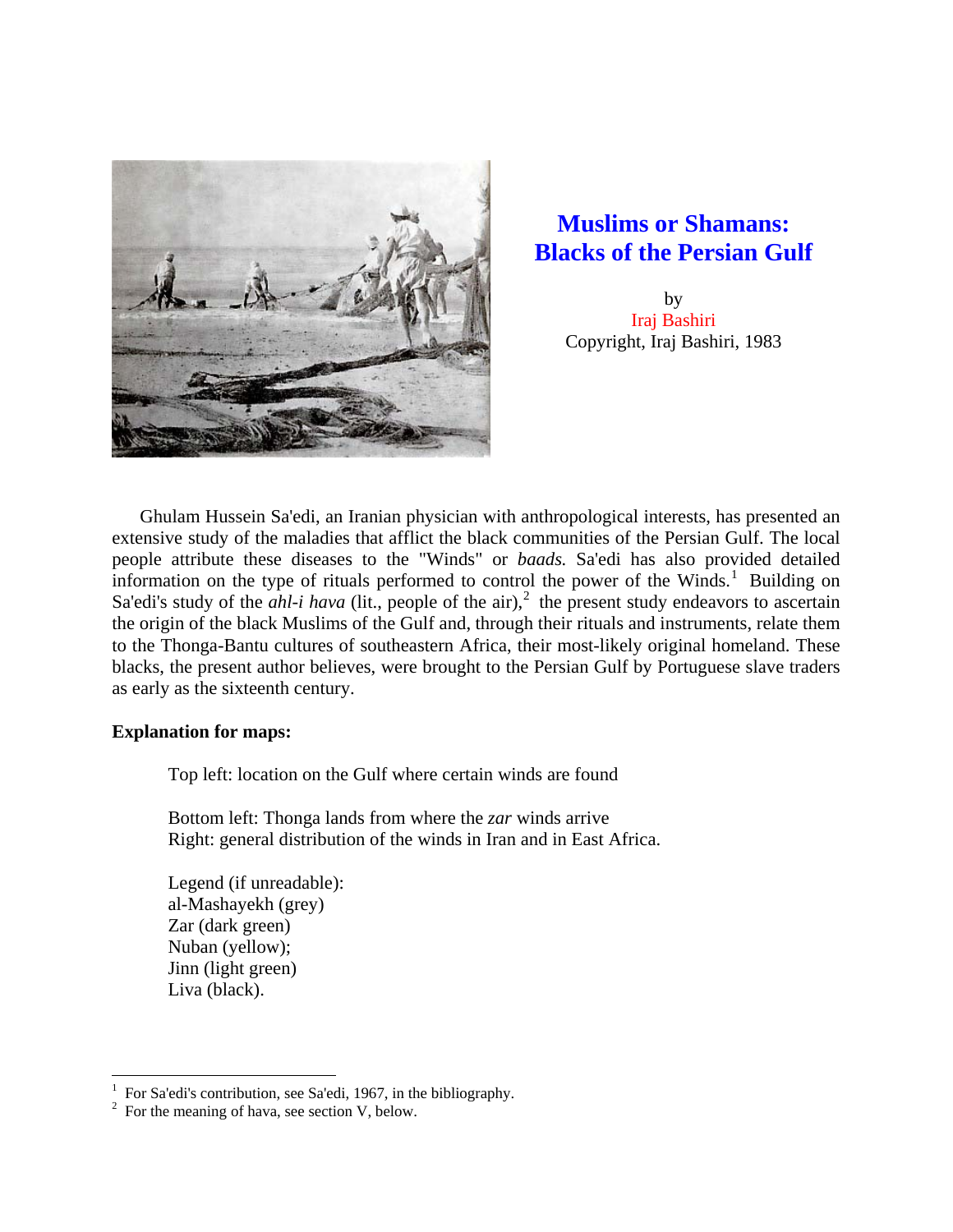# Muslims or Shamans: Blacks of the Persian Gulf

by

Iraj Bashiri

Copyright, Iraj Bashiri, 1983

Ghulam Hussein Sa'edi, an Iranian physician with anthropological interests, has presented an extensive study of the maladies that afflict the black communities of the Persian Gulf. The local people attribute these diseases to the "Winds" or *baads.* Sa'edi has also provided detailed information on the type of rituals performed to control the power of the Winds.[1] Building on Sa'edi's study of the *ahl-i hava* (lit., people of the air),[2] the present study endeavors to ascertain the origin of the black Muslims of the Gulf and, through their rituals and instruments, relate them to the Thonga-Bantu cultures of southeastern Africa, their most-likely original homeland. These blacks, the present author believes, were brought to the Persian Gulf by Portuguese slave traders as early as the sixteenth century.

**Explanation for maps:**

Top left: location on the Gulf where certain winds are found

Bottom left: Thonga lands from where the *zar* winds arrive
Right: general distribution of the winds in Iran and in East Africa.

Legend (if unreadable):
al-Mashayekh (grey)
Zar (dark green)
Nuban (yellow);
Jinn (light green)
Liva (black).

---

[1] For Sa'edi's contribution, see Sa'edi, 1967, in the bibliography.
[2] For the meaning of hava, see section V, below.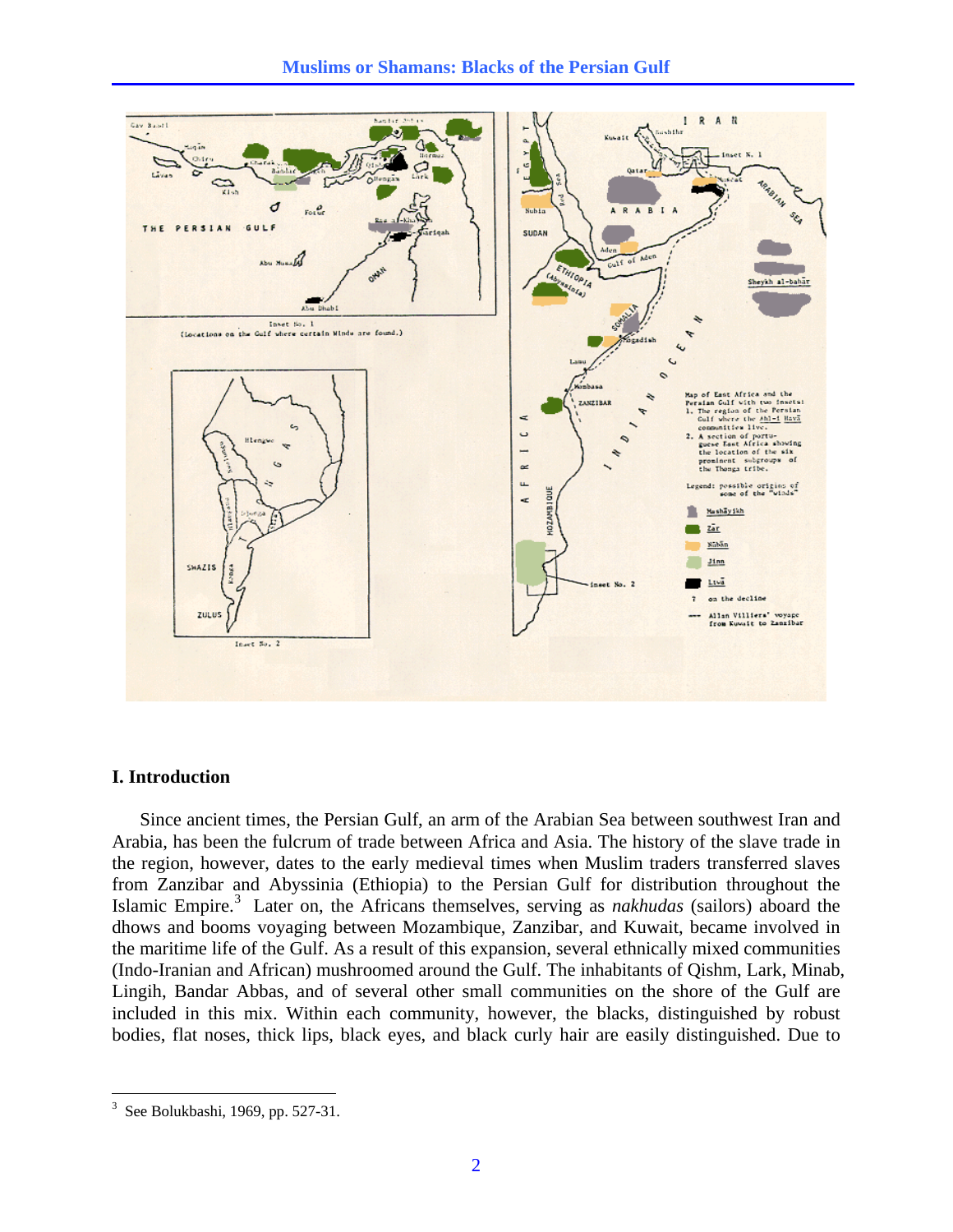## I. Introduction

Since ancient times, the Persian Gulf, an arm of the Arabian Sea between southwest Iran and Arabia, has been the fulcrum of trade between Africa and Asia. The history of the slave trade in the region, however, dates to the early medieval times when Muslim traders transferred slaves from Zanzibar and Abyssinia (Ethiopia) to the Persian Gulf for distribution throughout the Islamic Empire.[3] Later on, the Africans themselves, serving as *nakhudas* (sailors) aboard the dhows and booms voyaging between Mozambique, Zanzibar, and Kuwait, became involved in the maritime life of the Gulf. As a result of this expansion, several ethnically mixed communities (Indo-Iranian and African) mushroomed around the Gulf. The inhabitants of Qishm, Lark, Minab, Lingih, Bandar Abbas, and of several other small communities on the shore of the Gulf are included in this mix. Within each community, however, the blacks, distinguished by robust bodies, flat noses, thick lips, black eyes, and black curly hair are easily distinguished. Due to

[3] See Bolukbashi, 1969, pp. 527-31.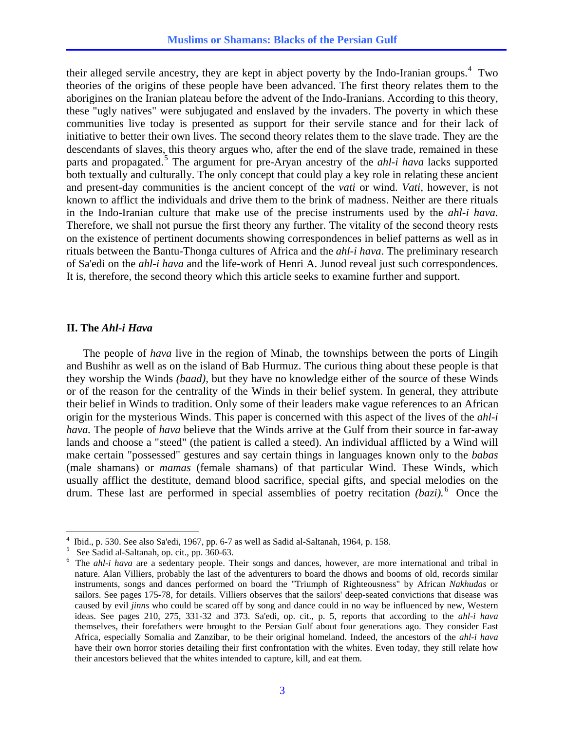their alleged servile ancestry, they are kept in abject poverty by the Indo-Iranian groups.[4] Two theories of the origins of these people have been advanced. The first theory relates them to the aborigines on the Iranian plateau before the advent of the Indo-Iranians. According to this theory, these "ugly natives" were subjugated and enslaved by the invaders. The poverty in which these communities live today is presented as support for their servile stance and for their lack of initiative to better their own lives. The second theory relates them to the slave trade. They are the descendants of slaves, this theory argues who, after the end of the slave trade, remained in these parts and propagated.[5] The argument for pre-Aryan ancestry of the *ahl-i hava* lacks supported both textually and culturally. The only concept that could play a key role in relating these ancient and present-day communities is the ancient concept of the *vati* or wind. *Vati*, however, is not known to afflict the individuals and drive them to the brink of madness. Neither are there rituals in the Indo-Iranian culture that make use of the precise instruments used by the *ahl-i hava*. Therefore, we shall not pursue the first theory any further. The vitality of the second theory rests on the existence of pertinent documents showing correspondences in belief patterns as well as in rituals between the Bantu-Thonga cultures of Africa and the *ahl-i hava*. The preliminary research of Sa'edi on the *ahl-i hava* and the life-work of Henri A. Junod reveal just such correspondences. It is, therefore, the second theory which this article seeks to examine further and support.

## II. The *Ahl-i Hava*

The people of *hava* live in the region of Minab, the townships between the ports of Lingih and Bushihr as well as on the island of Bab Hurmuz. The curious thing about these people is that they worship the Winds *(baad)*, but they have no knowledge either of the source of these Winds or of the reason for the centrality of the Winds in their belief system. In general, they attribute their belief in Winds to tradition. Only some of their leaders make vague references to an African origin for the mysterious Winds. This paper is concerned with this aspect of the lives of the *ahl-i hava*. The people of *hava* believe that the Winds arrive at the Gulf from their source in far-away lands and choose a "steed" (the patient is called a steed). An individual afflicted by a Wind will make certain "possessed" gestures and say certain things in languages known only to the *babas* (male shamans) or *mamas* (female shamans) of that particular Wind. These Winds, which usually afflict the destitute, demand blood sacrifice, special gifts, and special melodies on the drum. These last are performed in special assemblies of poetry recitation *(bazi)*.[6] Once the

---

[4] Ibid., p. 530. See also Sa'edi, 1967, pp. 6-7 as well as Sadid al-Saltanah, 1964, p. 158.

[5] See Sadid al-Saltanah, op. cit., pp. 360-63.

[6] The *ahl-i hava* are a sedentary people. Their songs and dances, however, are more international and tribal in nature. Alan Villiers, probably the last of the adventurers to board the dhows and booms of old, records similar instruments, songs and dances performed on board the "Triumph of Righteousness" by African *Nakhudas* or sailors. See pages 175-78, for details. Villiers observes that the sailors' deep-seated convictions that disease was caused by evil *jinns* who could be scared off by song and dance could in no way be influenced by new, Western ideas. See pages 210, 275, 331-32 and 373. Sa'edi, op. cit., p. 5, reports that according to the *ahl-i hava* themselves, their forefathers were brought to the Persian Gulf about four generations ago. They consider East Africa, especially Somalia and Zanzibar, to be their original homeland. Indeed, the ancestors of the *ahl-i hava* have their own horror stories detailing their first confrontation with the whites. Even today, they still relate how their ancestors believed that the whites intended to capture, kill, and eat them.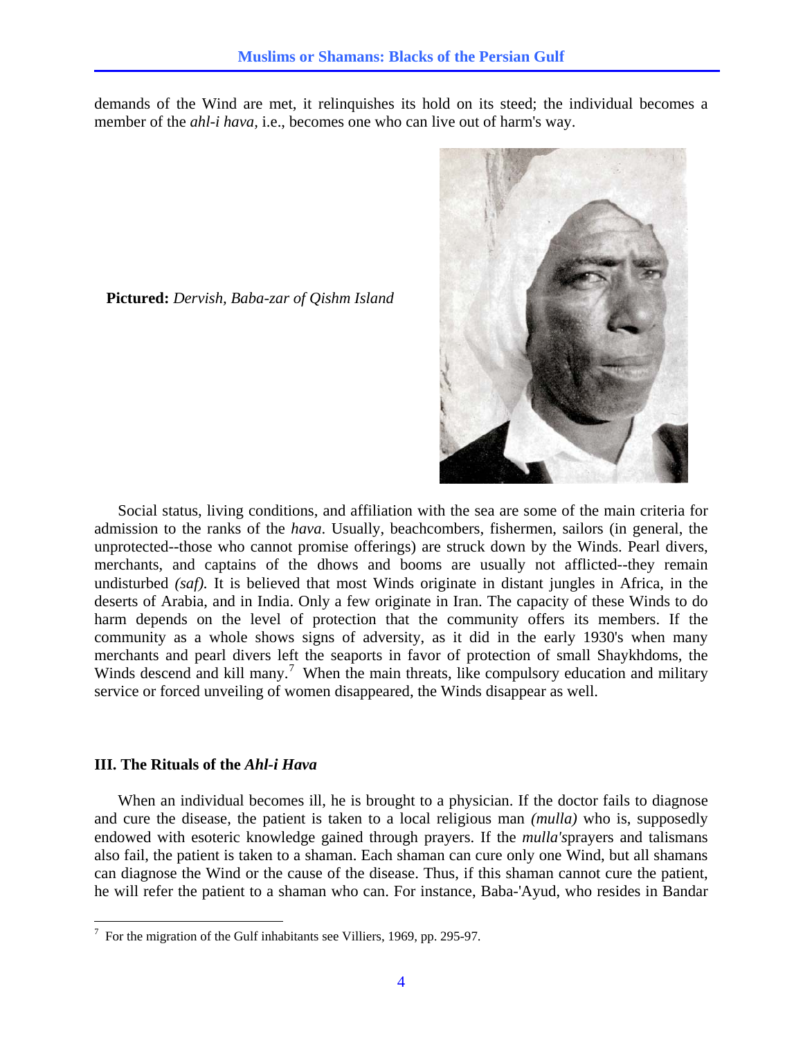demands of the Wind are met, it relinquishes its hold on its steed; the individual becomes a member of the *ahl-i hava,* i.e., becomes one who can live out of harm's way.

**Pictured:** *Dervish, Baba-zar of Qishm Island*

Social status, living conditions, and affiliation with the sea are some of the main criteria for admission to the ranks of the *hava*. Usually, beachcombers, fishermen, sailors (in general, the unprotected--those who cannot promise offerings) are struck down by the Winds. Pearl divers, merchants, and captains of the dhows and booms are usually not afflicted--they remain undisturbed *(saf).* It is believed that most Winds originate in distant jungles in Africa, in the deserts of Arabia, and in India. Only a few originate in Iran. The capacity of these Winds to do harm depends on the level of protection that the community offers its members. If the community as a whole shows signs of adversity, as it did in the early 1930's when many merchants and pearl divers left the seaports in favor of protection of small Shaykhdoms, the Winds descend and kill many.[7] When the main threats, like compulsory education and military service or forced unveiling of women disappeared, the Winds disappear as well.

### III. The Rituals of the *Ahl-i Hava*

When an individual becomes ill, he is brought to a physician. If the doctor fails to diagnose and cure the disease, the patient is taken to a local religious man *(mulla)* who is, supposedly endowed with esoteric knowledge gained through prayers. If the *mulla's*prayers and talismans also fail, the patient is taken to a shaman. Each shaman can cure only one Wind, but all shamans can diagnose the Wind or the cause of the disease. Thus, if this shaman cannot cure the patient, he will refer the patient to a shaman who can. For instance, Baba-'Ayud, who resides in Bandar

---

[7] For the migration of the Gulf inhabitants see Villiers, 1969, pp. 295-97.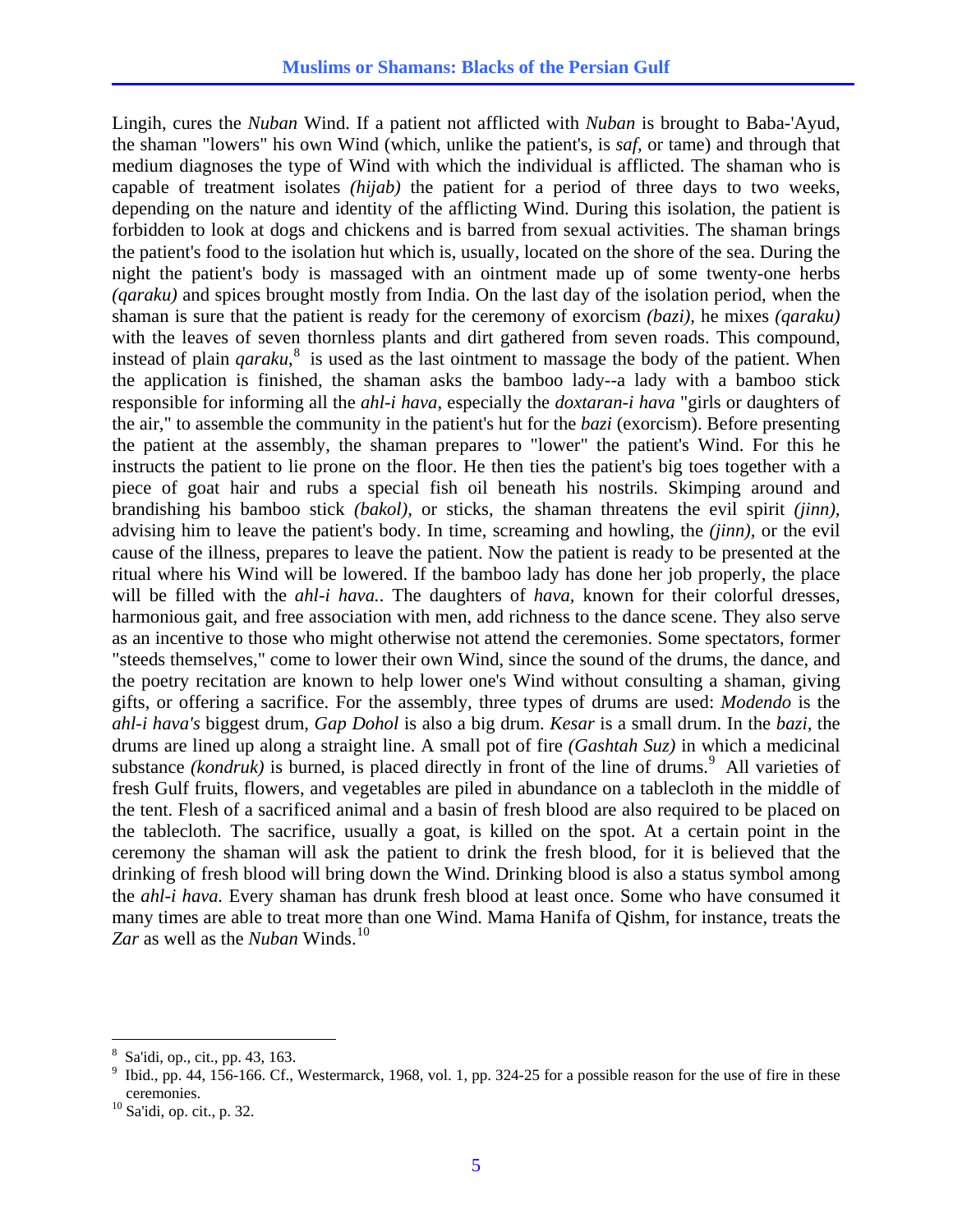Lingih, cures the *Nuban* Wind. If a patient not afflicted with *Nuban* is brought to Baba-'Ayud, the shaman "lowers" his own Wind (which, unlike the patient's, is *saf*, or tame) and through that medium diagnoses the type of Wind with which the individual is afflicted. The shaman who is capable of treatment isolates *(hijab)* the patient for a period of three days to two weeks, depending on the nature and identity of the afflicting Wind. During this isolation, the patient is forbidden to look at dogs and chickens and is barred from sexual activities. The shaman brings the patient's food to the isolation hut which is, usually, located on the shore of the sea. During the night the patient's body is massaged with an ointment made up of some twenty-one herbs *(qaraku)* and spices brought mostly from India. On the last day of the isolation period, when the shaman is sure that the patient is ready for the ceremony of exorcism *(bazi)*, he mixes *(qaraku)* with the leaves of seven thornless plants and dirt gathered from seven roads. This compound, instead of plain *qaraku*,[8] is used as the last ointment to massage the body of the patient. When the application is finished, the shaman asks the bamboo lady--a lady with a bamboo stick responsible for informing all the *ahl-i hava*, especially the *doxtaran-i hava* "girls or daughters of the air," to assemble the community in the patient's hut for the *bazi* (exorcism). Before presenting the patient at the assembly, the shaman prepares to "lower" the patient's Wind. For this he instructs the patient to lie prone on the floor. He then ties the patient's big toes together with a piece of goat hair and rubs a special fish oil beneath his nostrils. Skimping around and brandishing his bamboo stick *(bakol)*, or sticks, the shaman threatens the evil spirit *(jinn)*, advising him to leave the patient's body. In time, screaming and howling, the *(jinn)*, or the evil cause of the illness, prepares to leave the patient. Now the patient is ready to be presented at the ritual where his Wind will be lowered. If the bamboo lady has done her job properly, the place will be filled with the *ahl-i hava.*. The daughters of *hava*, known for their colorful dresses, harmonious gait, and free association with men, add richness to the dance scene. They also serve as an incentive to those who might otherwise not attend the ceremonies. Some spectators, former "steeds themselves," come to lower their own Wind, since the sound of the drums, the dance, and the poetry recitation are known to help lower one's Wind without consulting a shaman, giving gifts, or offering a sacrifice. For the assembly, three types of drums are used: *Modendo* is the *ahl-i hava's* biggest drum, *Gap Dohol* is also a big drum. *Kesar* is a small drum. In the *bazi*, the drums are lined up along a straight line. A small pot of fire *(Gashtah Suz)* in which a medicinal substance *(kondruk)* is burned, is placed directly in front of the line of drums.[9] All varieties of fresh Gulf fruits, flowers, and vegetables are piled in abundance on a tablecloth in the middle of the tent. Flesh of a sacrificed animal and a basin of fresh blood are also required to be placed on the tablecloth. The sacrifice, usually a goat, is killed on the spot. At a certain point in the ceremony the shaman will ask the patient to drink the fresh blood, for it is believed that the drinking of fresh blood will bring down the Wind. Drinking blood is also a status symbol among the *ahl-i hava.* Every shaman has drunk fresh blood at least once. Some who have consumed it many times are able to treat more than one Wind. Mama Hanifa of Qishm, for instance, treats the *Zar* as well as the *Nuban* Winds.[10]

---

[8] Sa'idi, op., cit., pp. 43, 163.

[9] Ibid., pp. 44, 156-166. Cf., Westermarck, 1968, vol. 1, pp. 324-25 for a possible reason for the use of fire in these ceremonies.

[10] Sa'idi, op. cit., p. 32.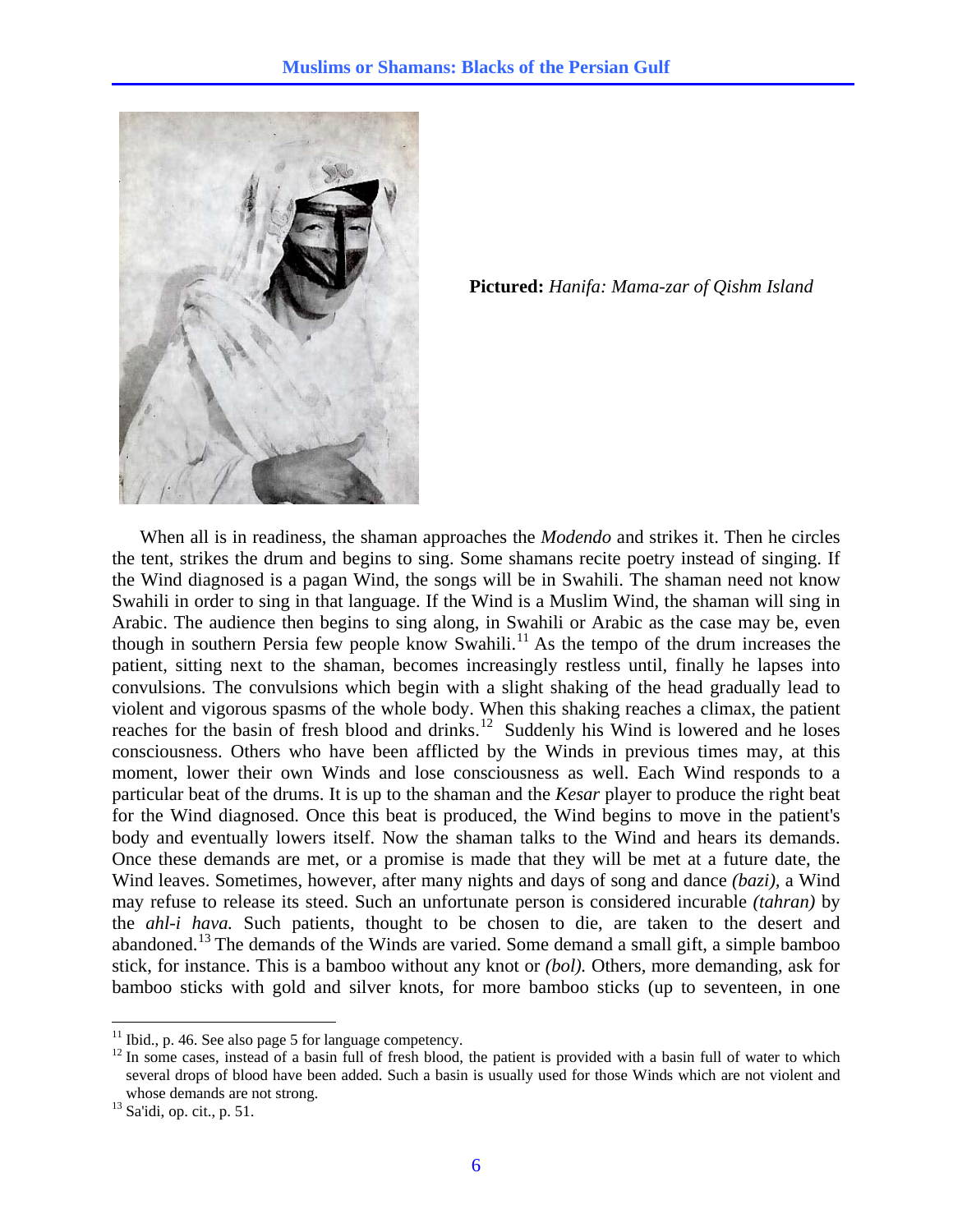**Pictured:** *Hanifa: Mama-zar of Qishm Island*

When all is in readiness, the shaman approaches the *Modendo* and strikes it. Then he circles the tent, strikes the drum and begins to sing. Some shamans recite poetry instead of singing. If the Wind diagnosed is a pagan Wind, the songs will be in Swahili. The shaman need not know Swahili in order to sing in that language. If the Wind is a Muslim Wind, the shaman will sing in Arabic. The audience then begins to sing along, in Swahili or Arabic as the case may be, even though in southern Persia few people know Swahili.[11] As the tempo of the drum increases the patient, sitting next to the shaman, becomes increasingly restless until, finally he lapses into convulsions. The convulsions which begin with a slight shaking of the head gradually lead to violent and vigorous spasms of the whole body. When this shaking reaches a climax, the patient reaches for the basin of fresh blood and drinks.[12] Suddenly his Wind is lowered and he loses consciousness. Others who have been afflicted by the Winds in previous times may, at this moment, lower their own Winds and lose consciousness as well. Each Wind responds to a particular beat of the drums. It is up to the shaman and the *Kesar* player to produce the right beat for the Wind diagnosed. Once this beat is produced, the Wind begins to move in the patient's body and eventually lowers itself. Now the shaman talks to the Wind and hears its demands. Once these demands are met, or a promise is made that they will be met at a future date, the Wind leaves. Sometimes, however, after many nights and days of song and dance *(bazi),* a Wind may refuse to release its steed. Such an unfortunate person is considered incurable *(tahran)* by the *ahl-i hava.* Such patients, thought to be chosen to die, are taken to the desert and abandoned.[13] The demands of the Winds are varied. Some demand a small gift, a simple bamboo stick, for instance. This is a bamboo without any knot or *(bol).* Others, more demanding, ask for bamboo sticks with gold and silver knots, for more bamboo sticks (up to seventeen, in one

---

[11] Ibid., p. 46. See also page 5 for language competency.

[12] In some cases, instead of a basin full of fresh blood, the patient is provided with a basin full of water to which several drops of blood have been added. Such a basin is usually used for those Winds which are not violent and whose demands are not strong.

[13] Sa'idi, op. cit., p. 51.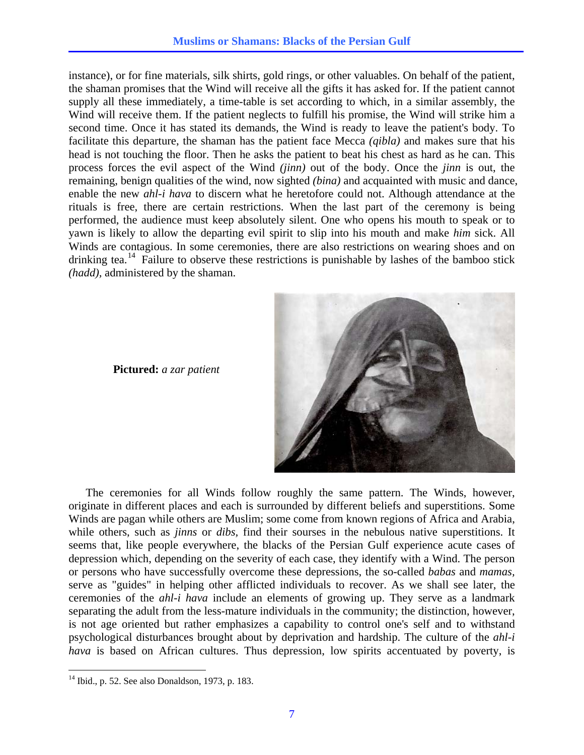instance), or for fine materials, silk shirts, gold rings, or other valuables. On behalf of the patient, the shaman promises that the Wind will receive all the gifts it has asked for. If the patient cannot supply all these immediately, a time-table is set according to which, in a similar assembly, the Wind will receive them. If the patient neglects to fulfill his promise, the Wind will strike him a second time. Once it has stated its demands, the Wind is ready to leave the patient's body. To facilitate this departure, the shaman has the patient face Mecca *(qibla)* and makes sure that his head is not touching the floor. Then he asks the patient to beat his chest as hard as he can. This process forces the evil aspect of the Wind *(jinn)* out of the body. Once the *jinn* is out, the remaining, benign qualities of the wind, now sighted *(bina)* and acquainted with music and dance, enable the new *ahl-i hava* to discern what he heretofore could not. Although attendance at the rituals is free, there are certain restrictions. When the last part of the ceremony is being performed, the audience must keep absolutely silent. One who opens his mouth to speak or to yawn is likely to allow the departing evil spirit to slip into his mouth and make *him* sick. All Winds are contagious. In some ceremonies, there are also restrictions on wearing shoes and on drinking tea.[14] Failure to observe these restrictions is punishable by lashes of the bamboo stick *(hadd)*, administered by the shaman.

**Pictured:** *a zar patient*

The ceremonies for all Winds follow roughly the same pattern. The Winds, however, originate in different places and each is surrounded by different beliefs and superstitions. Some Winds are pagan while others are Muslim; some come from known regions of Africa and Arabia, while others, such as *jinns* or *dibs,* find their sourses in the nebulous native superstitions. It seems that, like people everywhere, the blacks of the Persian Gulf experience acute cases of depression which, depending on the severity of each case, they identify with a Wind. The person or persons who have successfully overcome these depressions, the so-called *babas* and *mamas,* serve as "guides" in helping other afflicted individuals to recover. As we shall see later, the ceremonies of the *ahl-i hava* include an elements of growing up. They serve as a landmark separating the adult from the less-mature individuals in the community; the distinction, however, is not age oriented but rather emphasizes a capability to control one's self and to withstand psychological disturbances brought about by deprivation and hardship. The culture of the *ahl-i hava* is based on African cultures. Thus depression, low spirits accentuated by poverty, is

[14] Ibid., p. 52. See also Donaldson, 1973, p. 183.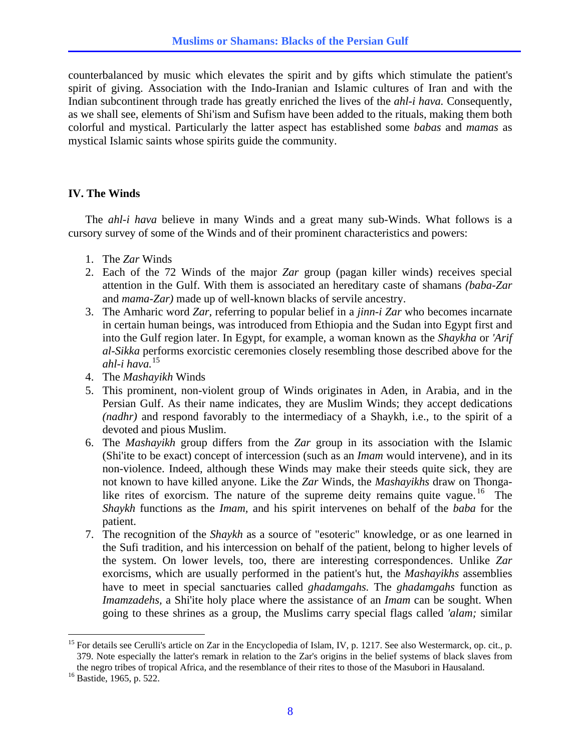counterbalanced by music which elevates the spirit and by gifts which stimulate the patient's spirit of giving. Association with the Indo-Iranian and Islamic cultures of Iran and with the Indian subcontinent through trade has greatly enriched the lives of the *ahl-i hava.* Consequently, as we shall see, elements of Shi'ism and Sufism have been added to the rituals, making them both colorful and mystical. Particularly the latter aspect has established some *babas* and *mamas* as mystical Islamic saints whose spirits guide the community.

### IV. The Winds

The *ahl-i hava* believe in many Winds and a great many sub-Winds. What follows is a cursory survey of some of the Winds and of their prominent characteristics and powers:

1. The *Zar* Winds
2. Each of the 72 Winds of the major *Zar* group (pagan killer winds) receives special attention in the Gulf. With them is associated an hereditary caste of shamans *(baba-Zar* and *mama-Zar)* made up of well-known blacks of servile ancestry.
3. The Amharic word *Zar*, referring to popular belief in a *jinn-i Zar* who becomes incarnate in certain human beings, was introduced from Ethiopia and the Sudan into Egypt first and into the Gulf region later. In Egypt, for example, a woman known as the *Shaykha* or *'Arif al-Sikka* performs exorcistic ceremonies closely resembling those described above for the *ahl-i hava.*[15]
4. The *Mashayikh* Winds
5. This prominent, non-violent group of Winds originates in Aden, in Arabia, and in the Persian Gulf. As their name indicates, they are Muslim Winds; they accept dedications *(nadhr)* and respond favorably to the intermediacy of a Shaykh, i.e., to the spirit of a devoted and pious Muslim.
6. The *Mashayikh* group differs from the *Zar* group in its association with the Islamic (Shi'ite to be exact) concept of intercession (such as an *Imam* would intervene), and in its non-violence. Indeed, although these Winds may make their steeds quite sick, they are not known to have killed anyone. Like the *Zar* Winds, the *Mashayikhs* draw on Thonga-like rites of exorcism. The nature of the supreme deity remains quite vague.[16] The *Shaykh* functions as the *Imam,* and his spirit intervenes on behalf of the *baba* for the patient.
7. The recognition of the *Shaykh* as a source of "esoteric" knowledge, or as one learned in the Sufi tradition, and his intercession on behalf of the patient, belong to higher levels of the system. On lower levels, too, there are interesting correspondences. Unlike *Zar* exorcisms, which are usually performed in the patient's hut, the *Mashayikhs* assemblies have to meet in special sanctuaries called *ghadamgahs.* The *ghadamgahs* function as *Imamzadehs*, a Shi'ite holy place where the assistance of an *Imam* can be sought. When going to these shrines as a group, the Muslims carry special flags called *'alam;* similar

---

[15] For details see Cerulli's article on Zar in the Encyclopedia of Islam, IV, p. 1217. See also Westermarck, op. cit., p. 379. Note especially the latter's remark in relation to the Zar's origins in the belief systems of black slaves from the negro tribes of tropical Africa, and the resemblance of their rites to those of the Masubori in Hausaland.

[16] Bastide, 1965, p. 522.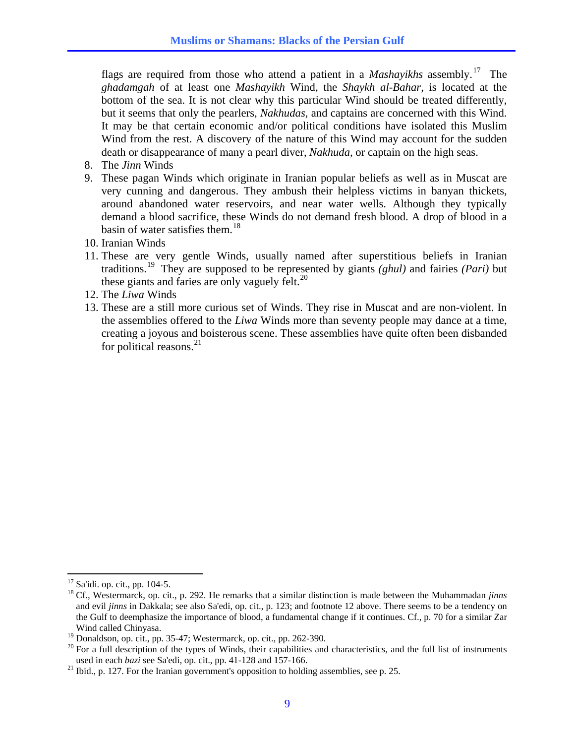flags are required from those who attend a patient in a *Mashayikhs* assembly.[17] The *ghadamgah* of at least one *Mashayikh* Wind, the *Shaykh al-Bahar*, is located at the bottom of the sea. It is not clear why this particular Wind should be treated differently, but it seems that only the pearlers, *Nakhudas*, and captains are concerned with this Wind. It may be that certain economic and/or political conditions have isolated this Muslim Wind from the rest. A discovery of the nature of this Wind may account for the sudden death or disappearance of many a pearl diver, *Nakhuda*, or captain on the high seas.

8. The *Jinn* Winds
9. These pagan Winds which originate in Iranian popular beliefs as well as in Muscat are very cunning and dangerous. They ambush their helpless victims in banyan thickets, around abandoned water reservoirs, and near water wells. Although they typically demand a blood sacrifice, these Winds do not demand fresh blood. A drop of blood in a basin of water satisfies them.[18]
10. Iranian Winds
11. These are very gentle Winds, usually named after superstitious beliefs in Iranian traditions.[19] They are supposed to be represented by giants *(ghul)* and fairies *(Pari)* but these giants and faries are only vaguely felt.[20]
12. The *Liwa* Winds
13. These are a still more curious set of Winds. They rise in Muscat and are non-violent. In the assemblies offered to the *Liwa* Winds more than seventy people may dance at a time, creating a joyous and boisterous scene. These assemblies have quite often been disbanded for political reasons.[21]

---

[17] Sa'idi. op. cit., pp. 104-5.

[18] Cf., Westermarck, op. cit., p. 292. He remarks that a similar distinction is made between the Muhammadan *jinns* and evil *jinns* in Dakkala; see also Sa'edi, op. cit., p. 123; and footnote 12 above. There seems to be a tendency on the Gulf to deemphasize the importance of blood, a fundamental change if it continues. Cf., p. 70 for a similar Zar Wind called Chinyasa.

[19] Donaldson, op. cit., pp. 35-47; Westermarck, op. cit., pp. 262-390.

[20] For a full description of the types of Winds, their capabilities and characteristics, and the full list of instruments used in each *bazi* see Sa'edi, op. cit., pp. 41-128 and 157-166.

[21] Ibid., p. 127. For the Iranian government's opposition to holding assemblies, see p. 25.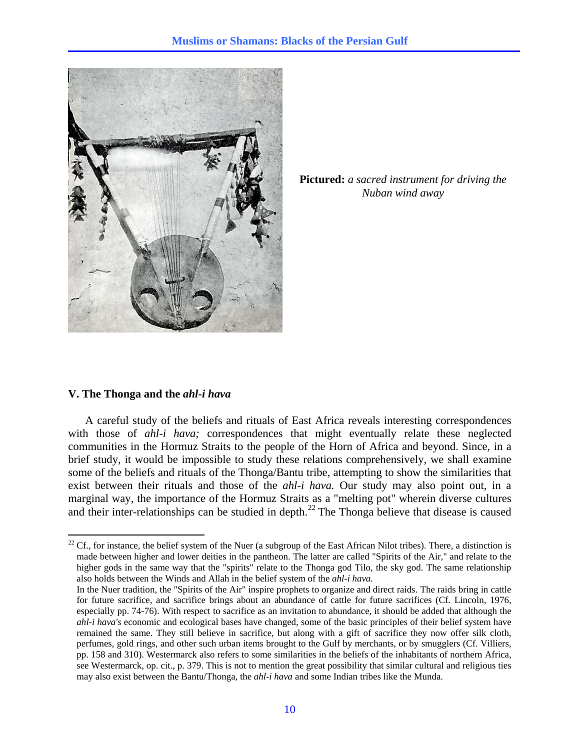**Pictured:** *a sacred instrument for driving the Nuban wind away*

## V. The Thonga and the *ahl-i hava*

A careful study of the beliefs and rituals of East Africa reveals interesting correspondences with those of *ahl-i hava;* correspondences that might eventually relate these neglected communities in the Hormuz Straits to the people of the Horn of Africa and beyond. Since, in a brief study, it would be impossible to study these relations comprehensively, we shall examine some of the beliefs and rituals of the Thonga/Bantu tribe, attempting to show the similarities that exist between their rituals and those of the *ahl-i hava.* Our study may also point out, in a marginal way, the importance of the Hormuz Straits as a "melting pot" wherein diverse cultures and their inter-relationships can be studied in depth.[22] The Thonga believe that disease is caused

---

[22] Cf., for instance, the belief system of the Nuer (a subgroup of the East African Nilot tribes). There, a distinction is made between higher and lower deities in the pantheon. The latter are called "Spirits of the Air," and relate to the higher gods in the same way that the "spirits" relate to the Thonga god Tilo, the sky god. The same relationship also holds between the Winds and Allah in the belief system of the *ahl-i hava.*
In the Nuer tradition, the "Spirits of the Air" inspire prophets to organize and direct raids. The raids bring in cattle for future sacrifice, and sacrifice brings about an abundance of cattle for future sacrifices (Cf. Lincoln, 1976, especially pp. 74-76). With respect to sacrifice as an invitation to abundance, it should be added that although the *ahl-i hava's* economic and ecological bases have changed, some of the basic principles of their belief system have remained the same. They still believe in sacrifice, but along with a gift of sacrifice they now offer silk cloth, perfumes, gold rings, and other such urban items brought to the Gulf by merchants, or by smugglers (Cf. Villiers, pp. 158 and 310). Westermarck also refers to some similarities in the beliefs of the inhabitants of northern Africa, see Westermarck, op. cit., p. 379. This is not to mention the great possibility that similar cultural and religious ties may also exist between the Bantu/Thonga, the *ahl-i hava* and some Indian tribes like the Munda.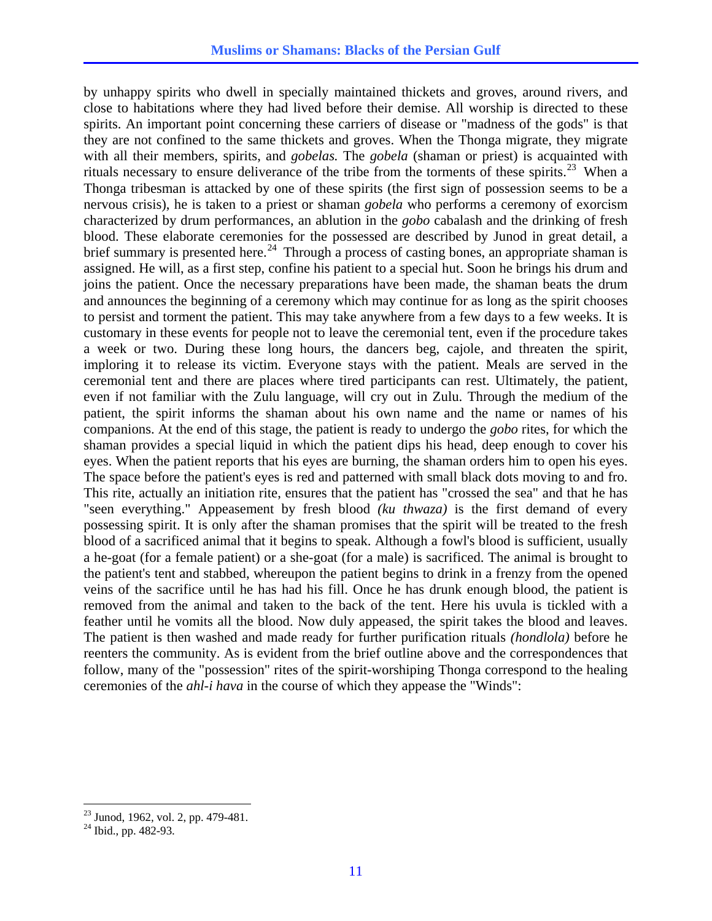by unhappy spirits who dwell in specially maintained thickets and groves, around rivers, and close to habitations where they had lived before their demise. All worship is directed to these spirits. An important point concerning these carriers of disease or "madness of the gods" is that they are not confined to the same thickets and groves. When the Thonga migrate, they migrate with all their members, spirits, and *gobelas.* The *gobela* (shaman or priest) is acquainted with rituals necessary to ensure deliverance of the tribe from the torments of these spirits.[23] When a Thonga tribesman is attacked by one of these spirits (the first sign of possession seems to be a nervous crisis), he is taken to a priest or shaman *gobela* who performs a ceremony of exorcism characterized by drum performances, an ablution in the *gobo* cabalash and the drinking of fresh blood. These elaborate ceremonies for the possessed are described by Junod in great detail, a brief summary is presented here.[24] Through a process of casting bones, an appropriate shaman is assigned. He will, as a first step, confine his patient to a special hut. Soon he brings his drum and joins the patient. Once the necessary preparations have been made, the shaman beats the drum and announces the beginning of a ceremony which may continue for as long as the spirit chooses to persist and torment the patient. This may take anywhere from a few days to a few weeks. It is customary in these events for people not to leave the ceremonial tent, even if the procedure takes a week or two. During these long hours, the dancers beg, cajole, and threaten the spirit, imploring it to release its victim. Everyone stays with the patient. Meals are served in the ceremonial tent and there are places where tired participants can rest. Ultimately, the patient, even if not familiar with the Zulu language, will cry out in Zulu. Through the medium of the patient, the spirit informs the shaman about his own name and the name or names of his companions. At the end of this stage, the patient is ready to undergo the *gobo* rites, for which the shaman provides a special liquid in which the patient dips his head, deep enough to cover his eyes. When the patient reports that his eyes are burning, the shaman orders him to open his eyes. The space before the patient's eyes is red and patterned with small black dots moving to and fro. This rite, actually an initiation rite, ensures that the patient has "crossed the sea" and that he has "seen everything." Appeasement by fresh blood *(ku thwaza)* is the first demand of every possessing spirit. It is only after the shaman promises that the spirit will be treated to the fresh blood of a sacrificed animal that it begins to speak. Although a fowl's blood is sufficient, usually a he-goat (for a female patient) or a she-goat (for a male) is sacrificed. The animal is brought to the patient's tent and stabbed, whereupon the patient begins to drink in a frenzy from the opened veins of the sacrifice until he has had his fill. Once he has drunk enough blood, the patient is removed from the animal and taken to the back of the tent. Here his uvula is tickled with a feather until he vomits all the blood. Now duly appeased, the spirit takes the blood and leaves. The patient is then washed and made ready for further purification rituals *(hondlola)* before he reenters the community. As is evident from the brief outline above and the correspondences that follow, many of the "possession" rites of the spirit-worshiping Thonga correspond to the healing ceremonies of the *ahl-i hava* in the course of which they appease the "Winds":

---

[23] Junod, 1962, vol. 2, pp. 479-481.

[24] Ibid., pp. 482-93.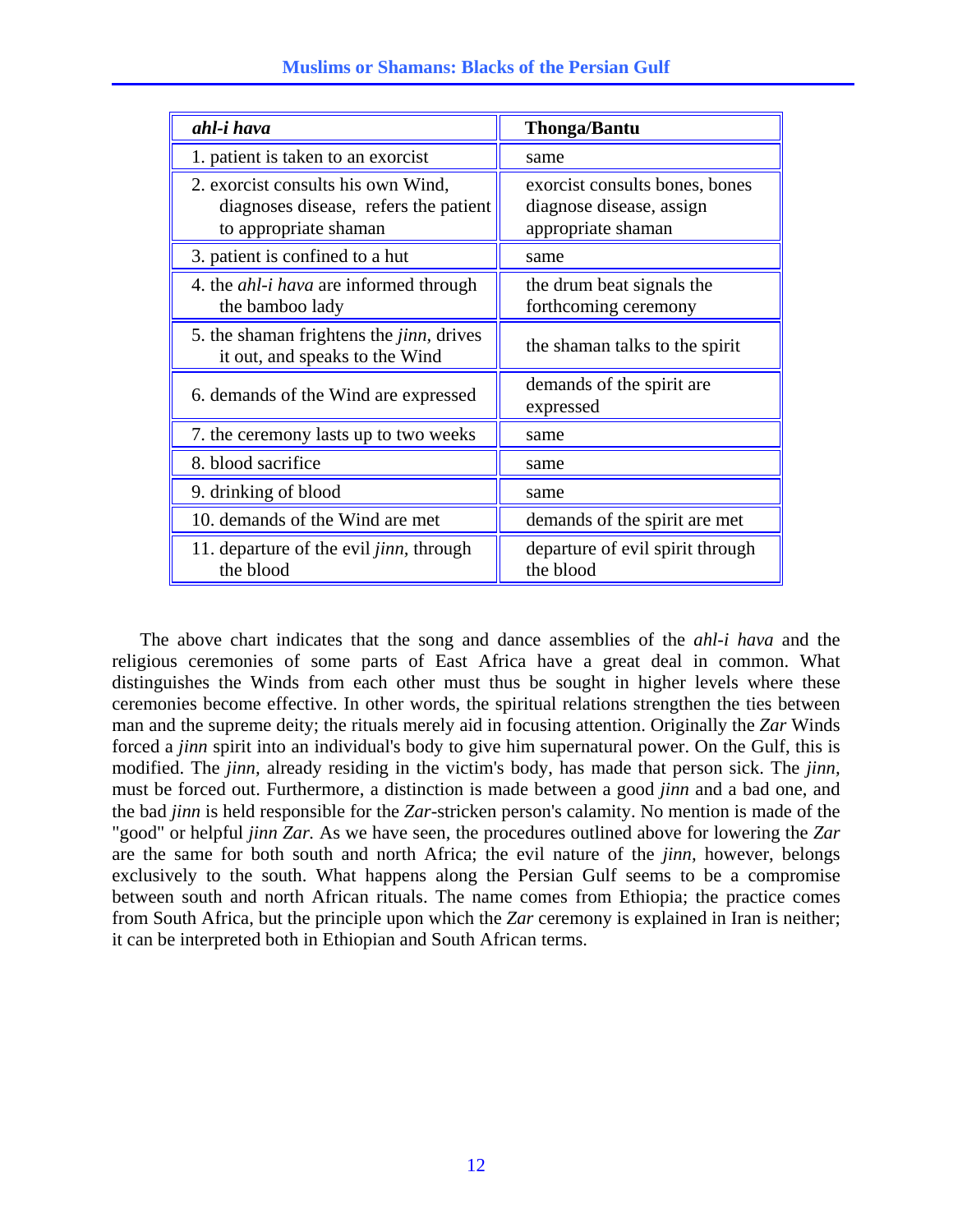| *ahl-i hava* | **Thonga/Bantu** |
|---|---|
| 1. patient is taken to an exorcist | same |
| 2. exorcist consults his own Wind, diagnoses disease, refers the patient to appropriate shaman | exorcist consults bones, bones diagnose disease, assign appropriate shaman |
| 3. patient is confined to a hut | same |
| 4. the *ahl-i hava* are informed through the bamboo lady | the drum beat signals the forthcoming ceremony |
| 5. the shaman frightens the *jinn*, drives it out, and speaks to the Wind | the shaman talks to the spirit |
| 6. demands of the Wind are expressed | demands of the spirit are expressed |
| 7. the ceremony lasts up to two weeks | same |
| 8. blood sacrifice | same |
| 9. drinking of blood | same |
| 10. demands of the Wind are met | demands of the spirit are met |
| 11. departure of the evil *jinn*, through the blood | departure of evil spirit through the blood |

The above chart indicates that the song and dance assemblies of the *ahl-i hava* and the religious ceremonies of some parts of East Africa have a great deal in common. What distinguishes the Winds from each other must thus be sought in higher levels where these ceremonies become effective. In other words, the spiritual relations strengthen the ties between man and the supreme deity; the rituals merely aid in focusing attention. Originally the *Zar* Winds forced a *jinn* spirit into an individual's body to give him supernatural power. On the Gulf, this is modified. The *jinn*, already residing in the victim's body, has made that person sick. The *jinn*, must be forced out. Furthermore, a distinction is made between a good *jinn* and a bad one, and the bad *jinn* is held responsible for the *Zar*-stricken person's calamity. No mention is made of the "good" or helpful *jinn Zar.* As we have seen, the procedures outlined above for lowering the *Zar* are the same for both south and north Africa; the evil nature of the *jinn*, however, belongs exclusively to the south. What happens along the Persian Gulf seems to be a compromise between south and north African rituals. The name comes from Ethiopia; the practice comes from South Africa, but the principle upon which the *Zar* ceremony is explained in Iran is neither; it can be interpreted both in Ethiopian and South African terms.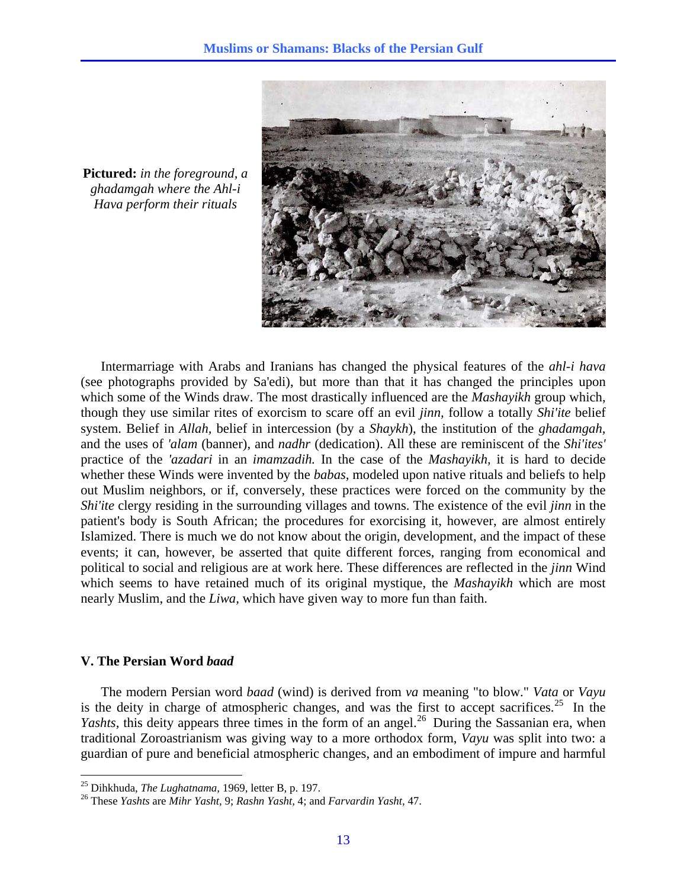**Pictured:** *in the foreground, a ghadamgah where the Ahl-i Hava perform their rituals*

Intermarriage with Arabs and Iranians has changed the physical features of the *ahl-i hava* (see photographs provided by Sa'edi), but more than that it has changed the principles upon which some of the Winds draw. The most drastically influenced are the *Mashayikh* group which, though they use similar rites of exorcism to scare off an evil *jinn,* follow a totally *Shi'ite* belief system. Belief in *Allah*, belief in intercession (by a *Shaykh*), the institution of the *ghadamgah,* and the uses of *'alam* (banner), and *nadhr* (dedication). All these are reminiscent of the *Shi'ites'* practice of the *'azadari* in an *imamzadih.* In the case of the *Mashayikh,* it is hard to decide whether these Winds were invented by the *babas,* modeled upon native rituals and beliefs to help out Muslim neighbors, or if, conversely, these practices were forced on the community by the *Shi'ite* clergy residing in the surrounding villages and towns. The existence of the evil *jinn* in the patient's body is South African; the procedures for exorcising it, however, are almost entirely Islamized. There is much we do not know about the origin, development, and the impact of these events; it can, however, be asserted that quite different forces, ranging from economical and political to social and religious are at work here. These differences are reflected in the *jinn* Wind which seems to have retained much of its original mystique, the *Mashayikh* which are most nearly Muslim, and the *Liwa,* which have given way to more fun than faith.

## V. The Persian Word *baad*

The modern Persian word *baad* (wind) is derived from *va* meaning "to blow." *Vata* or *Vayu* is the deity in charge of atmospheric changes, and was the first to accept sacrifices.[25] In the *Yashts,* this deity appears three times in the form of an angel.[26] During the Sassanian era, when traditional Zoroastrianism was giving way to a more orthodox form, *Vayu* was split into two: a guardian of pure and beneficial atmospheric changes, and an embodiment of impure and harmful

---

[25] Dihkhuda, *The Lughatnama,* 1969, letter B, p. 197.

[26] These *Yashts* are *Mihr Yasht,* 9; *Rashn Yasht,* 4; and *Farvardin Yasht,* 47.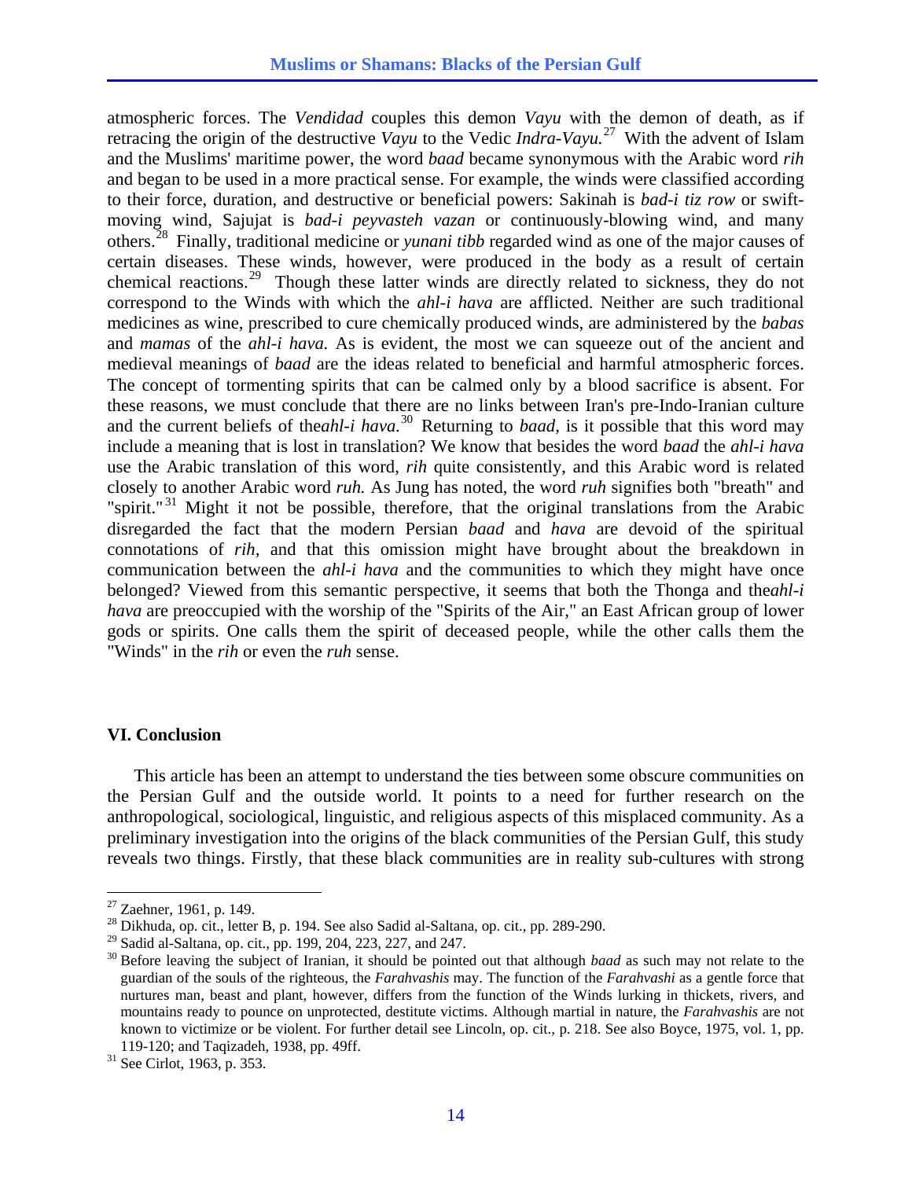atmospheric forces. The *Vendidad* couples this demon *Vayu* with the demon of death, as if retracing the origin of the destructive *Vayu* to the Vedic *Indra-Vayu.*[27] With the advent of Islam and the Muslims' maritime power, the word *baad* became synonymous with the Arabic word *rih* and began to be used in a more practical sense. For example, the winds were classified according to their force, duration, and destructive or beneficial powers: Sakinah is *bad-i tiz row* or swift-moving wind, Sajujat is *bad-i peyvasteh vazan* or continuously-blowing wind, and many others.[28] Finally, traditional medicine or *yunani tibb* regarded wind as one of the major causes of certain diseases. These winds, however, were produced in the body as a result of certain chemical reactions.[29] Though these latter winds are directly related to sickness, they do not correspond to the Winds with which the *ahl-i hava* are afflicted. Neither are such traditional medicines as wine, prescribed to cure chemically produced winds, are administered by the *babas* and *mamas* of the *ahl-i hava.* As is evident, the most we can squeeze out of the ancient and medieval meanings of *baad* are the ideas related to beneficial and harmful atmospheric forces. The concept of tormenting spirits that can be calmed only by a blood sacrifice is absent. For these reasons, we must conclude that there are no links between Iran's pre-Indo-Iranian culture and the current beliefs of the*ahl-i hava.*[30] Returning to *baad,* is it possible that this word may include a meaning that is lost in translation? We know that besides the word *baad* the *ahl-i hava* use the Arabic translation of this word, *rih* quite consistently, and this Arabic word is related closely to another Arabic word *ruh.* As Jung has noted, the word *ruh* signifies both "breath" and "spirit."[31] Might it not be possible, therefore, that the original translations from the Arabic disregarded the fact that the modern Persian *baad* and *hava* are devoid of the spiritual connotations of *rih,* and that this omission might have brought about the breakdown in communication between the *ahl-i hava* and the communities to which they might have once belonged? Viewed from this semantic perspective, it seems that both the Thonga and the*ahl-i hava* are preoccupied with the worship of the "Spirits of the Air," an East African group of lower gods or spirits. One calls them the spirit of deceased people, while the other calls them the "Winds" in the *rih* or even the *ruh* sense.

## VI. Conclusion

This article has been an attempt to understand the ties between some obscure communities on the Persian Gulf and the outside world. It points to a need for further research on the anthropological, sociological, linguistic, and religious aspects of this misplaced community. As a preliminary investigation into the origins of the black communities of the Persian Gulf, this study reveals two things. Firstly, that these black communities are in reality sub-cultures with strong

---

[27] Zaehner, 1961, p. 149.

[28] Dikhuda, op. cit., letter B, p. 194. See also Sadid al-Saltana, op. cit., pp. 289-290.

[29] Sadid al-Saltana, op. cit., pp. 199, 204, 223, 227, and 247.

[30] Before leaving the subject of Iranian, it should be pointed out that although *baad* as such may not relate to the guardian of the souls of the righteous, the *Farahvashis* may. The function of the *Farahvashi* as a gentle force that nurtures man, beast and plant, however, differs from the function of the Winds lurking in thickets, rivers, and mountains ready to pounce on unprotected, destitute victims. Although martial in nature, the *Farahvashis* are not known to victimize or be violent. For further detail see Lincoln, op. cit., p. 218. See also Boyce, 1975, vol. 1, pp. 119-120; and Taqizadeh, 1938, pp. 49ff.

[31] See Cirlot, 1963, p. 353.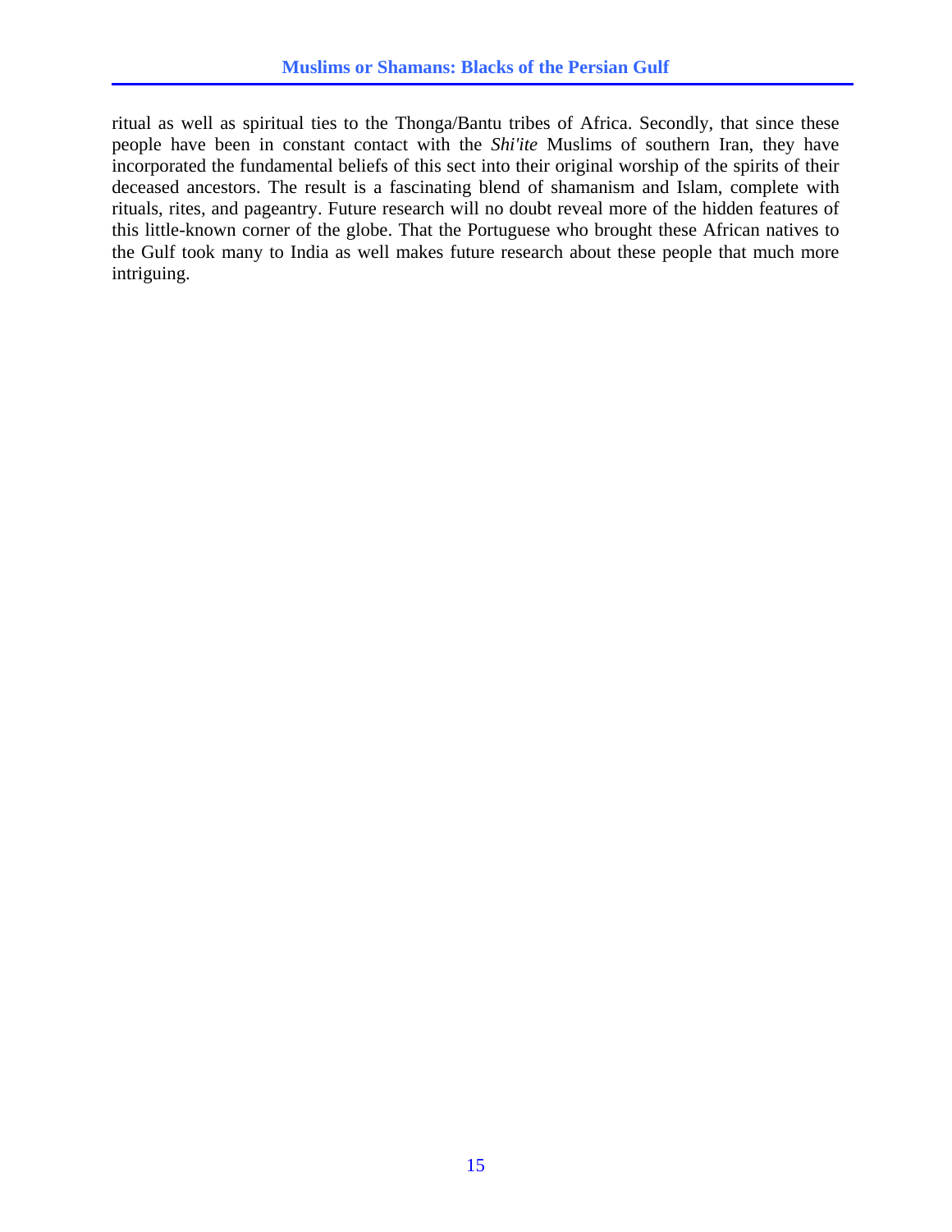ritual as well as spiritual ties to the Thonga/Bantu tribes of Africa. Secondly, that since these people have been in constant contact with the *Shi'ite* Muslims of southern Iran, they have incorporated the fundamental beliefs of this sect into their original worship of the spirits of their deceased ancestors. The result is a fascinating blend of shamanism and Islam, complete with rituals, rites, and pageantry. Future research will no doubt reveal more of the hidden features of this little-known corner of the globe. That the Portuguese who brought these African natives to the Gulf took many to India as well makes future research about these people that much more intriguing.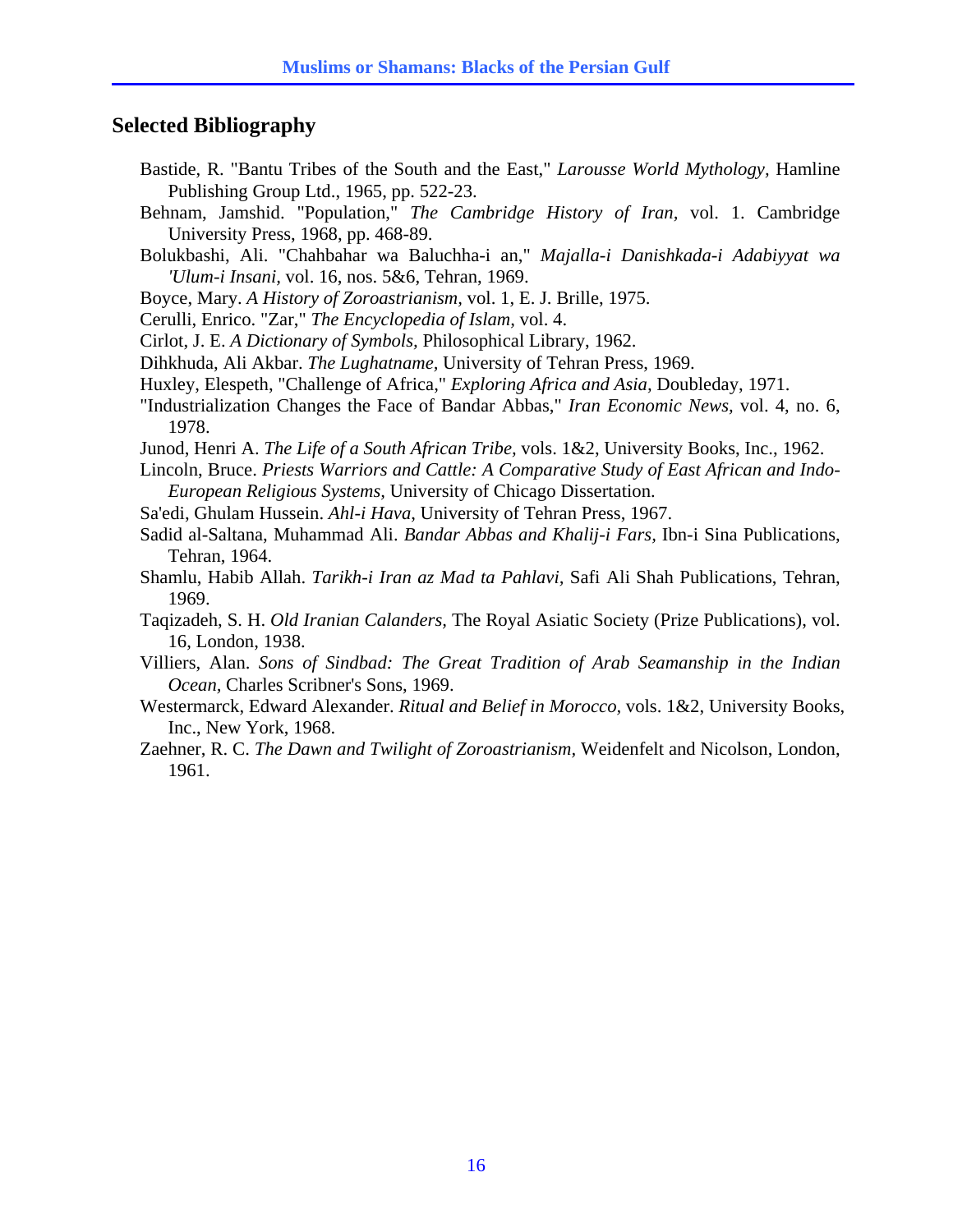## Selected Bibliography

Bastide, R. "Bantu Tribes of the South and the East," *Larousse World Mythology,* Hamline Publishing Group Ltd., 1965, pp. 522-23.

Behnam, Jamshid. "Population," *The Cambridge History of Iran,* vol. 1. Cambridge University Press, 1968, pp. 468-89.

Bolukbashi, Ali. "Chahbahar wa Baluchha-i an," *Majalla-i Danishkada-i Adabiyyat wa 'Ulum-i Insani,* vol. 16, nos. 5&6, Tehran, 1969.

Boyce, Mary. *A History of Zoroastrianism,* vol. 1, E. J. Brille, 1975.

Cerulli, Enrico. "Zar," *The Encyclopedia of Islam,* vol. 4.

Cirlot, J. E. *A Dictionary of Symbols,* Philosophical Library, 1962.

Dihkhuda, Ali Akbar. *The Lughatname,* University of Tehran Press, 1969.

Huxley, Elespeth, "Challenge of Africa," *Exploring Africa and Asia,* Doubleday, 1971.

"Industrialization Changes the Face of Bandar Abbas," *Iran Economic News,* vol. 4, no. 6, 1978.

Junod, Henri A. *The Life of a South African Tribe,* vols. 1&2, University Books, Inc., 1962.

Lincoln, Bruce. *Priests Warriors and Cattle: A Comparative Study of East African and Indo-European Religious Systems,* University of Chicago Dissertation.

Sa'edi, Ghulam Hussein. *Ahl-i Hava,* University of Tehran Press, 1967.

Sadid al-Saltana, Muhammad Ali. *Bandar Abbas and Khalij-i Fars,* Ibn-i Sina Publications, Tehran, 1964.

Shamlu, Habib Allah. *Tarikh-i Iran az Mad ta Pahlavi,* Safi Ali Shah Publications, Tehran, 1969.

Taqizadeh, S. H. *Old Iranian Calanders,* The Royal Asiatic Society (Prize Publications), vol. 16, London, 1938.

Villiers, Alan. *Sons of Sindbad: The Great Tradition of Arab Seamanship in the Indian Ocean,* Charles Scribner's Sons, 1969.

Westermarck, Edward Alexander. *Ritual and Belief in Morocco,* vols. 1&2, University Books, Inc., New York, 1968.

Zaehner, R. C. *The Dawn and Twilight of Zoroastrianism,* Weidenfelt and Nicolson, London, 1961.